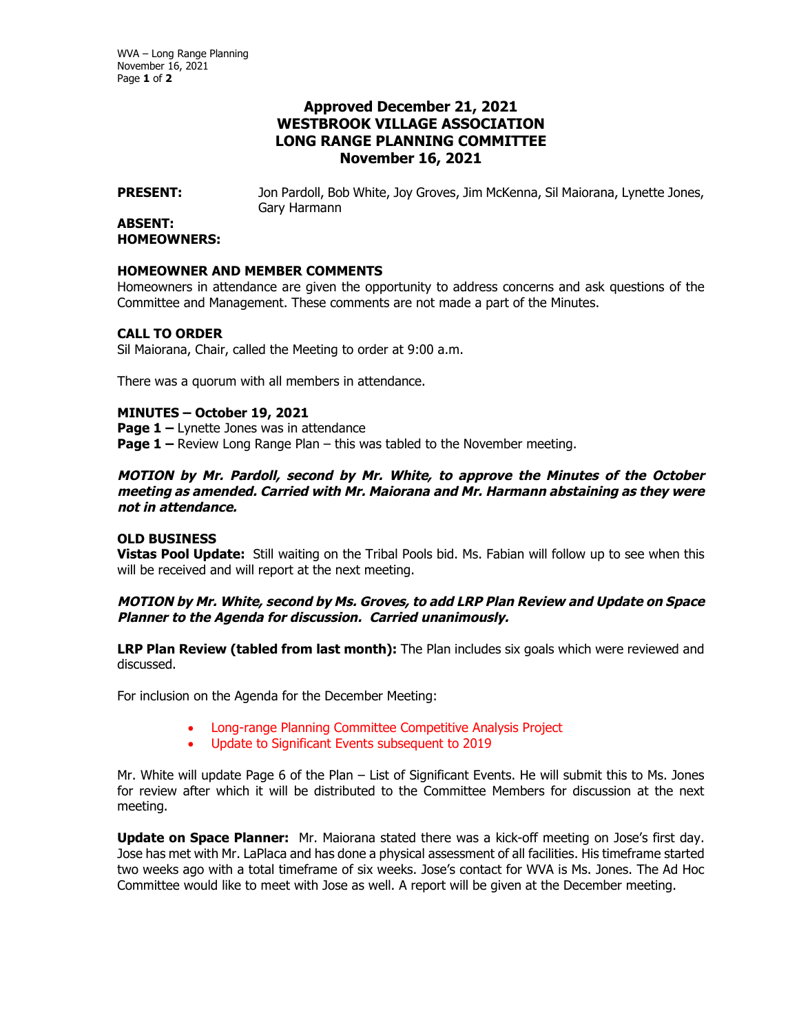# Approved December 21, 2021
# WESTBROOK VILLAGE ASSOCIATION
# LONG RANGE PLANNING COMMITTEE
# November 16, 2021

**PRESENT:** Jon Pardoll, Bob White, Joy Groves, Jim McKenna, Sil Maiorana, Lynette Jones, Gary Harmann

**ABSENT:**

**HOMEOWNERS:**

### HOMEOWNER AND MEMBER COMMENTS

Homeowners in attendance are given the opportunity to address concerns and ask questions of the Committee and Management. These comments are not made a part of the Minutes.

### CALL TO ORDER

Sil Maiorana, Chair, called the Meeting to order at 9:00 a.m.

There was a quorum with all members in attendance.

### MINUTES – October 19, 2021

**Page 1 –** Lynette Jones was in attendance

**Page 1 –** Review Long Range Plan – this was tabled to the November meeting.

***MOTION by Mr. Pardoll, second by Mr. White, to approve the Minutes of the October meeting as amended. Carried with Mr. Maiorana and Mr. Harmann abstaining as they were not in attendance.***

### OLD BUSINESS

**Vistas Pool Update:** Still waiting on the Tribal Pools bid. Ms. Fabian will follow up to see when this will be received and will report at the next meeting.

***MOTION by Mr. White, second by Ms. Groves, to add LRP Plan Review and Update on Space Planner to the Agenda for discussion. Carried unanimously.***

**LRP Plan Review (tabled from last month):** The Plan includes six goals which were reviewed and discussed.

For inclusion on the Agenda for the December Meeting:

- Long-range Planning Committee Competitive Analysis Project
- Update to Significant Events subsequent to 2019

Mr. White will update Page 6 of the Plan – List of Significant Events. He will submit this to Ms. Jones for review after which it will be distributed to the Committee Members for discussion at the next meeting.

**Update on Space Planner:** Mr. Maiorana stated there was a kick-off meeting on Jose's first day. Jose has met with Mr. LaPlaca and has done a physical assessment of all facilities. His timeframe started two weeks ago with a total timeframe of six weeks. Jose's contact for WVA is Ms. Jones. The Ad Hoc Committee would like to meet with Jose as well. A report will be given at the December meeting.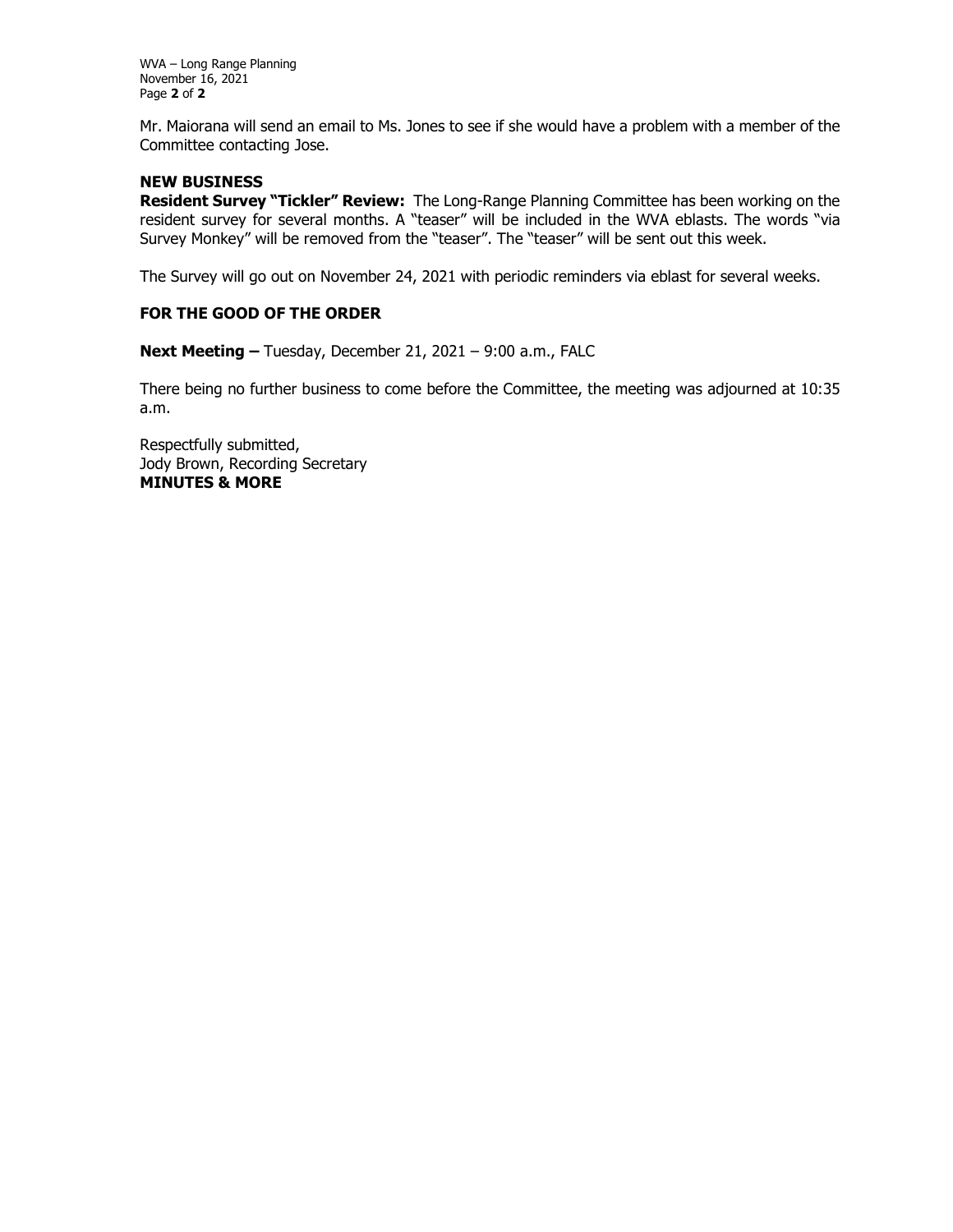Mr. Maiorana will send an email to Ms. Jones to see if she would have a problem with a member of the Committee contacting Jose.

## NEW BUSINESS

**Resident Survey "Tickler" Review:** The Long-Range Planning Committee has been working on the resident survey for several months. A "teaser" will be included in the WVA eblasts. The words "via Survey Monkey" will be removed from the "teaser". The "teaser" will be sent out this week.

The Survey will go out on November 24, 2021 with periodic reminders via eblast for several weeks.

## FOR THE GOOD OF THE ORDER

**Next Meeting –** Tuesday, December 21, 2021 – 9:00 a.m., FALC

There being no further business to come before the Committee, the meeting was adjourned at 10:35 a.m.

Respectfully submitted,
Jody Brown, Recording Secretary
**MINUTES & MORE**